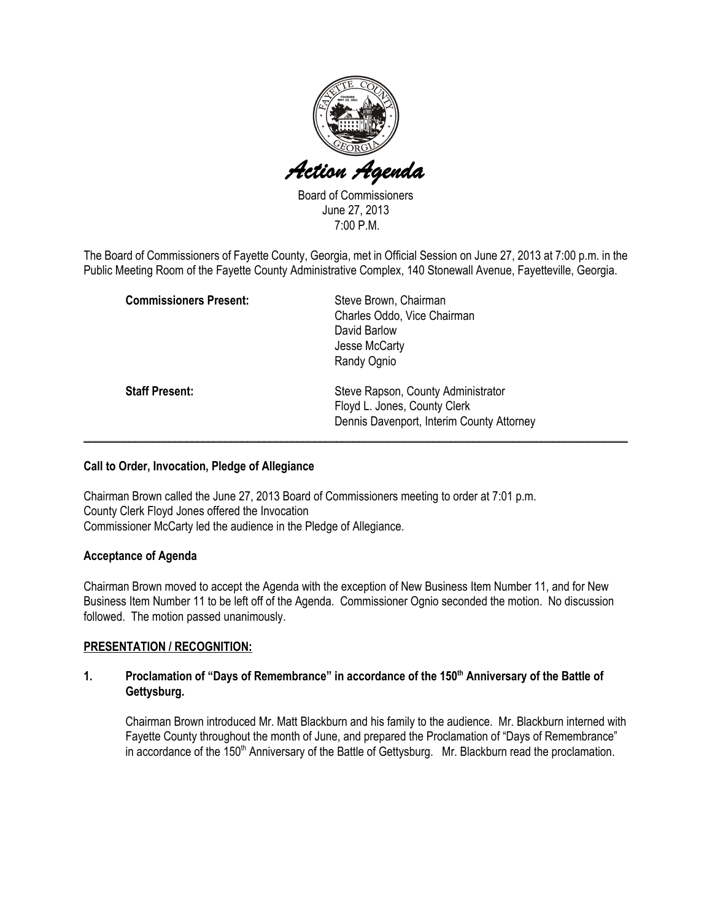# Action Agenda

Board of Commissioners
June 27, 2013
7:00 P.M.

The Board of Commissioners of Fayette County, Georgia, met in Official Session on June 27, 2013 at 7:00 p.m. in the Public Meeting Room of the Fayette County Administrative Complex, 140 Stonewall Avenue, Fayetteville, Georgia.

| | |
|---|---|
| **Commissioners Present:** | Steve Brown, Chairman<br>Charles Oddo, Vice Chairman<br>David Barlow<br>Jesse McCarty<br>Randy Ognio |
| **Staff Present:** | Steve Rapson, County Administrator<br>Floyd L. Jones, County Clerk<br>Dennis Davenport, Interim County Attorney |

---

**Call to Order, Invocation, Pledge of Allegiance**

Chairman Brown called the June 27, 2013 Board of Commissioners meeting to order at 7:01 p.m.
County Clerk Floyd Jones offered the Invocation
Commissioner McCarty led the audience in the Pledge of Allegiance.

**Acceptance of Agenda**

Chairman Brown moved to accept the Agenda with the exception of New Business Item Number 11, and for New Business Item Number 11 to be left off of the Agenda. Commissioner Ognio seconded the motion. No discussion followed. The motion passed unanimously.

**PRESENTATION / RECOGNITION:**

**1. Proclamation of "Days of Remembrance" in accordance of the 150th Anniversary of the Battle of Gettysburg.**

Chairman Brown introduced Mr. Matt Blackburn and his family to the audience. Mr. Blackburn interned with Fayette County throughout the month of June, and prepared the Proclamation of "Days of Remembrance" in accordance of the 150th Anniversary of the Battle of Gettysburg. Mr. Blackburn read the proclamation.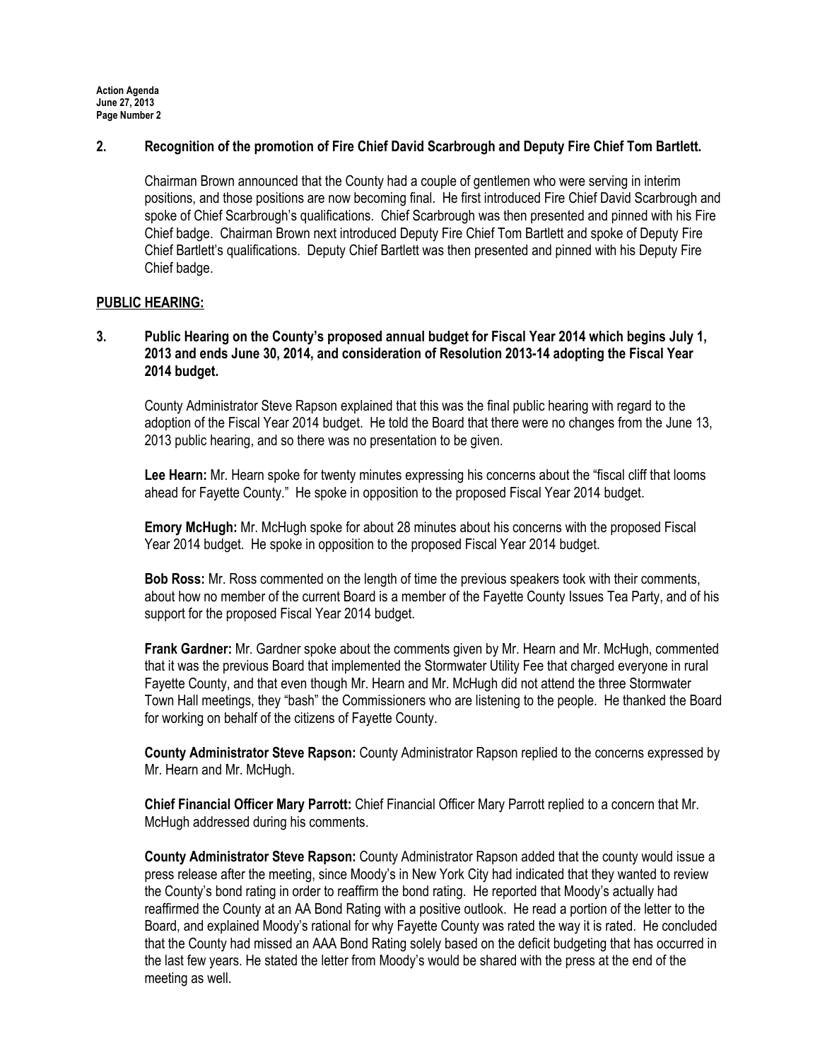**2. Recognition of the promotion of Fire Chief David Scarbrough and Deputy Fire Chief Tom Bartlett.**

Chairman Brown announced that the County had a couple of gentlemen who were serving in interim positions, and those positions are now becoming final. He first introduced Fire Chief David Scarbrough and spoke of Chief Scarbrough's qualifications. Chief Scarbrough was then presented and pinned with his Fire Chief badge. Chairman Brown next introduced Deputy Fire Chief Tom Bartlett and spoke of Deputy Fire Chief Bartlett's qualifications. Deputy Chief Bartlett was then presented and pinned with his Deputy Fire Chief badge.

## PUBLIC HEARING:

**3. Public Hearing on the County's proposed annual budget for Fiscal Year 2014 which begins July 1, 2013 and ends June 30, 2014, and consideration of Resolution 2013-14 adopting the Fiscal Year 2014 budget.**

County Administrator Steve Rapson explained that this was the final public hearing with regard to the adoption of the Fiscal Year 2014 budget. He told the Board that there were no changes from the June 13, 2013 public hearing, and so there was no presentation to be given.

**Lee Hearn:** Mr. Hearn spoke for twenty minutes expressing his concerns about the "fiscal cliff that looms ahead for Fayette County." He spoke in opposition to the proposed Fiscal Year 2014 budget.

**Emory McHugh:** Mr. McHugh spoke for about 28 minutes about his concerns with the proposed Fiscal Year 2014 budget. He spoke in opposition to the proposed Fiscal Year 2014 budget.

**Bob Ross:** Mr. Ross commented on the length of time the previous speakers took with their comments, about how no member of the current Board is a member of the Fayette County Issues Tea Party, and of his support for the proposed Fiscal Year 2014 budget.

**Frank Gardner:** Mr. Gardner spoke about the comments given by Mr. Hearn and Mr. McHugh, commented that it was the previous Board that implemented the Stormwater Utility Fee that charged everyone in rural Fayette County, and that even though Mr. Hearn and Mr. McHugh did not attend the three Stormwater Town Hall meetings, they "bash" the Commissioners who are listening to the people. He thanked the Board for working on behalf of the citizens of Fayette County.

**County Administrator Steve Rapson:** County Administrator Rapson replied to the concerns expressed by Mr. Hearn and Mr. McHugh.

**Chief Financial Officer Mary Parrott:** Chief Financial Officer Mary Parrott replied to a concern that Mr. McHugh addressed during his comments.

**County Administrator Steve Rapson:** County Administrator Rapson added that the county would issue a press release after the meeting, since Moody's in New York City had indicated that they wanted to review the County's bond rating in order to reaffirm the bond rating. He reported that Moody's actually had reaffirmed the County at an AA Bond Rating with a positive outlook. He read a portion of the letter to the Board, and explained Moody's rational for why Fayette County was rated the way it is rated. He concluded that the County had missed an AAA Bond Rating solely based on the deficit budgeting that has occurred in the last few years. He stated the letter from Moody's would be shared with the press at the end of the meeting as well.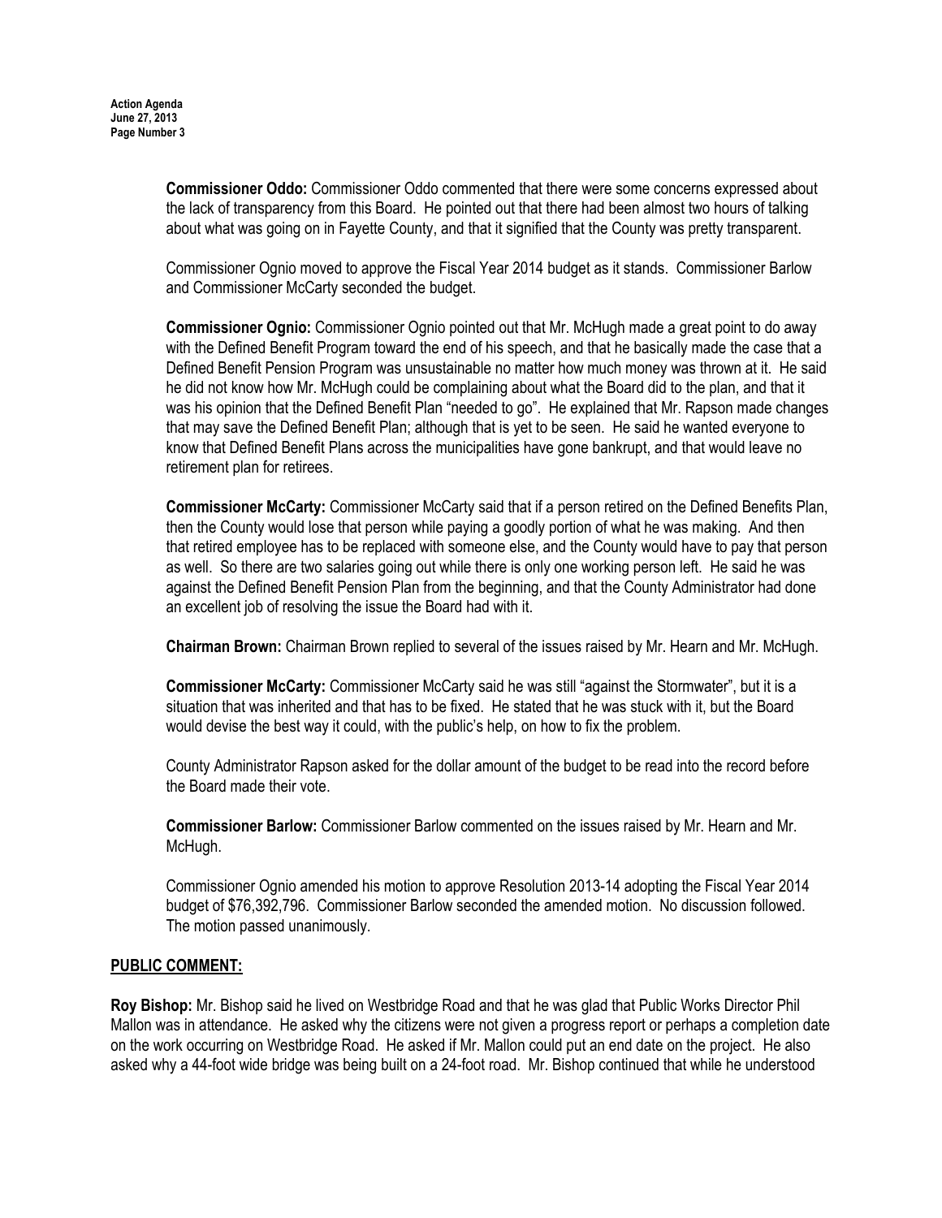**Commissioner Oddo:** Commissioner Oddo commented that there were some concerns expressed about the lack of transparency from this Board. He pointed out that there had been almost two hours of talking about what was going on in Fayette County, and that it signified that the County was pretty transparent.

Commissioner Ognio moved to approve the Fiscal Year 2014 budget as it stands. Commissioner Barlow and Commissioner McCarty seconded the budget.

**Commissioner Ognio:** Commissioner Ognio pointed out that Mr. McHugh made a great point to do away with the Defined Benefit Pension Program toward the end of his speech, and that he basically made the case that a Defined Benefit Pension Program was unsustainable no matter how much money was thrown at it. He said he did not know how Mr. McHugh could be complaining about what the Board did to the plan, and that it was his opinion that the Defined Benefit Plan "needed to go". He explained that Mr. Rapson made changes that may save the Defined Benefit Plan; although that is yet to be seen. He said he wanted everyone to know that Defined Benefit Plans across the municipalities have gone bankrupt, and that would leave no retirement plan for retirees.

**Commissioner McCarty:** Commissioner McCarty said that if a person retired on the Defined Benefits Plan, then the County would lose that person while paying a goodly portion of what he was making. And then that retired employee has to be replaced with someone else, and the County would have to pay that person as well. So there are two salaries going out while there is only one working person left. He said he was against the Defined Benefit Pension Plan from the beginning, and that the County Administrator had done an excellent job of resolving the issue the Board had with it.

**Chairman Brown:** Chairman Brown replied to several of the issues raised by Mr. Hearn and Mr. McHugh.

**Commissioner McCarty:** Commissioner McCarty said he was still "against the Stormwater", but it is a situation that was inherited and that has to be fixed. He stated that he was stuck with it, but the Board would devise the best way it could, with the public's help, on how to fix the problem.

County Administrator Rapson asked for the dollar amount of the budget to be read into the record before the Board made their vote.

**Commissioner Barlow:** Commissioner Barlow commented on the issues raised by Mr. Hearn and Mr. McHugh.

Commissioner Ognio amended his motion to approve Resolution 2013-14 adopting the Fiscal Year 2014 budget of $76,392,796. Commissioner Barlow seconded the amended motion. No discussion followed. The motion passed unanimously.

## PUBLIC COMMENT:

**Roy Bishop:** Mr. Bishop said he lived on Westbridge Road and that he was glad that Public Works Director Phil Mallon was in attendance. He asked why the citizens were not given a progress report or perhaps a completion date on the work occurring on Westbridge Road. He asked if Mr. Mallon could put an end date on the project. He also asked why a 44-foot wide bridge was being built on a 24-foot road. Mr. Bishop continued that while he understood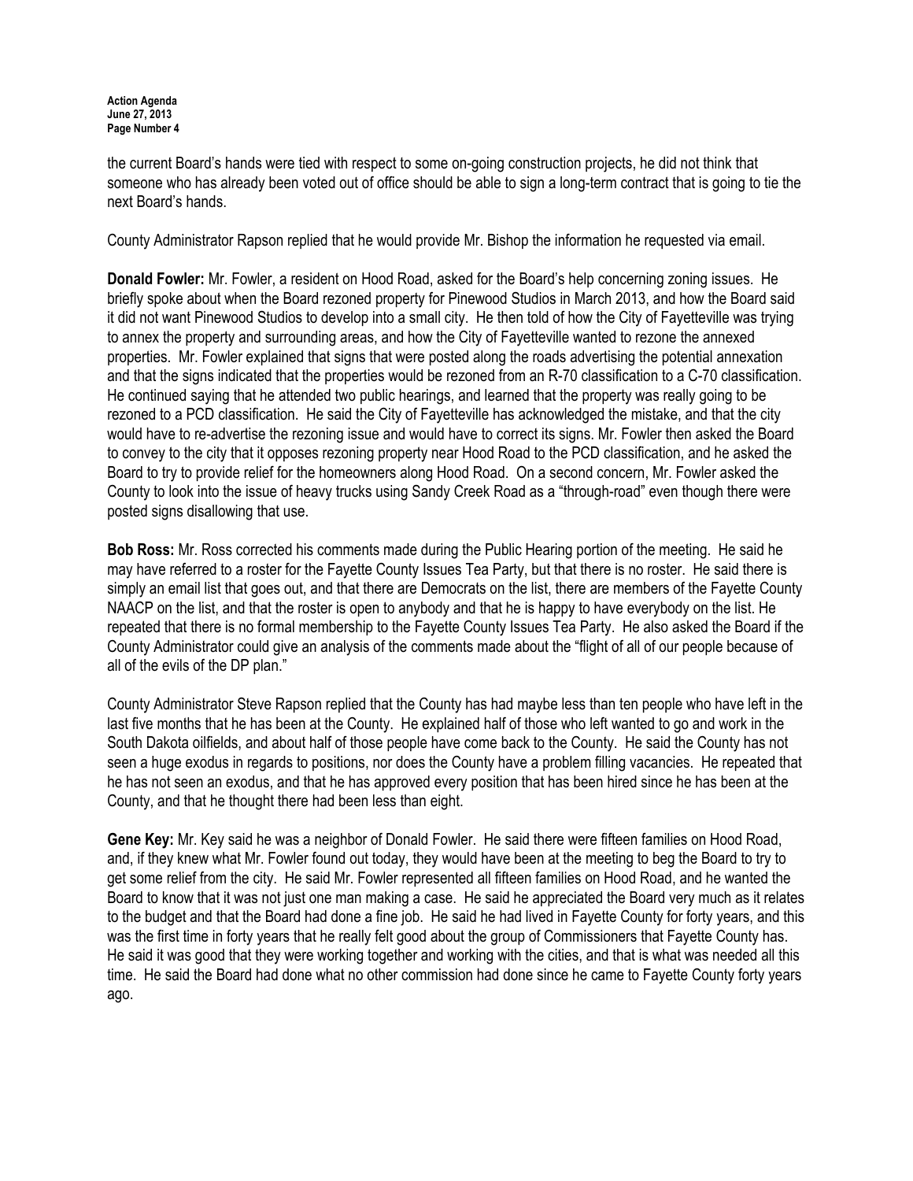the current Board's hands were tied with respect to some on-going construction projects, he did not think that someone who has already been voted out of office should be able to sign a long-term contract that is going to tie the next Board's hands.

County Administrator Rapson replied that he would provide Mr. Bishop the information he requested via email.

**Donald Fowler:** Mr. Fowler, a resident on Hood Road, asked for the Board's help concerning zoning issues. He briefly spoke about when the Board rezoned property for Pinewood Studios in March 2013, and how the Board said it did not want Pinewood Studios to develop into a small city. He then told of how the City of Fayetteville was trying to annex the property and surrounding areas, and how the City of Fayetteville wanted to rezone the annexed properties. Mr. Fowler explained that signs that were posted along the roads advertising the potential annexation and that the signs indicated that the properties would be rezoned from an R-70 classification to a C-70 classification. He continued saying that he attended two public hearings, and learned that the property was really going to be rezoned to a PCD classification. He said the City of Fayetteville has acknowledged the mistake, and that the city would have to re-advertise the rezoning issue and would have to correct its signs. Mr. Fowler then asked the Board to convey to the city that it opposes rezoning property near Hood Road to the PCD classification, and he asked the Board to try to provide relief for the homeowners along Hood Road. On a second concern, Mr. Fowler asked the County to look into the issue of heavy trucks using Sandy Creek Road as a "through-road" even though there were posted signs disallowing that use.

**Bob Ross:** Mr. Ross corrected his comments made during the Public Hearing portion of the meeting. He said he may have referred to a roster for the Fayette County Issues Tea Party, but that there is no roster. He said there is simply an email list that goes out, and that there are Democrats on the list, there are members of the Fayette County NAACP on the list, and that the roster is open to anybody and that he is happy to have everybody on the list. He repeated that there is no formal membership to the Fayette County Issues Tea Party. He also asked the Board if the County Administrator could give an analysis of the comments made about the "flight of all of our people because of all of the evils of the DP plan."

County Administrator Steve Rapson replied that the County has had maybe less than ten people who have left in the last five months that he has been at the County. He explained half of those who left wanted to go and work in the South Dakota oilfields, and about half of those people have come back to the County. He said the County has not seen a huge exodus in regards to positions, nor does the County have a problem filling vacancies. He repeated that he has not seen an exodus, and that he has approved every position that has been hired since he has been at the County, and that he thought there had been less than eight.

**Gene Key:** Mr. Key said he was a neighbor of Donald Fowler. He said there were fifteen families on Hood Road, and, if they knew what Mr. Fowler found out today, they would have been at the meeting to beg the Board to try to get some relief from the city. He said Mr. Fowler represented all fifteen families on Hood Road, and he wanted the Board to know that it was not just one man making a case. He said he appreciated the Board very much as it relates to the budget and that the Board had done a fine job. He said he had lived in Fayette County for forty years, and this was the first time in forty years that he really felt good about the group of Commissioners that Fayette County has. He said it was good that they were working together and working with the cities, and that is what was needed all this time. He said the Board had done what no other commission had done since he came to Fayette County forty years ago.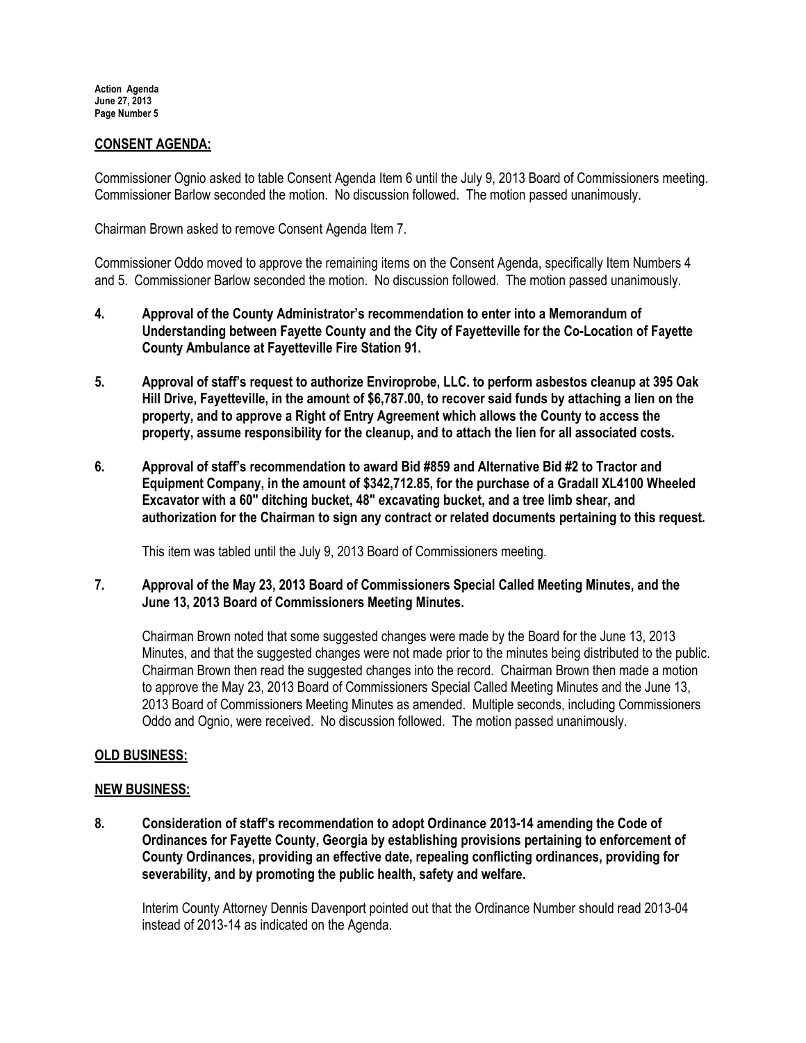## CONSENT AGENDA:

Commissioner Ognio asked to table Consent Agenda Item 6 until the July 9, 2013 Board of Commissioners meeting. Commissioner Barlow seconded the motion. No discussion followed. The motion passed unanimously.

Chairman Brown asked to remove Consent Agenda Item 7.

Commissioner Oddo moved to approve the remaining items on the Consent Agenda, specifically Item Numbers 4 and 5. Commissioner Barlow seconded the motion. No discussion followed. The motion passed unanimously.

**4. Approval of the County Administrator's recommendation to enter into a Memorandum of Understanding between Fayette County and the City of Fayetteville for the Co-Location of Fayette County Ambulance at Fayetteville Fire Station 91.**

**5. Approval of staff's request to authorize Enviroprobe, LLC. to perform asbestos cleanup at 395 Oak Hill Drive, Fayetteville, in the amount of $6,787.00, to recover said funds by attaching a lien on the property, and to approve a Right of Entry Agreement which allows the County to access the property, assume responsibility for the cleanup, and to attach the lien for all associated costs.**

**6. Approval of staff's recommendation to award Bid #859 and Alternative Bid #2 to Tractor and Equipment Company, in the amount of $342,712.85, for the purchase of a Gradall XL4100 Wheeled Excavator with a 60" ditching bucket, 48" excavating bucket, and a tree limb shear, and authorization for the Chairman to sign any contract or related documents pertaining to this request.**

This item was tabled until the July 9, 2013 Board of Commissioners meeting.

**7. Approval of the May 23, 2013 Board of Commissioners Special Called Meeting Minutes, and the June 13, 2013 Board of Commissioners Meeting Minutes.**

Chairman Brown noted that some suggested changes were made by the Board for the June 13, 2013 Minutes, and that the suggested changes were not made prior to the minutes being distributed to the public. Chairman Brown then read the suggested changes into the record. Chairman Brown then made a motion to approve the May 23, 2013 Board of Commissioners Special Called Meeting Minutes and the June 13, 2013 Board of Commissioners Meeting Minutes as amended. Multiple seconds, including Commissioners Oddo and Ognio, were received. No discussion followed. The motion passed unanimously.

## OLD BUSINESS:

## NEW BUSINESS:

**8. Consideration of staff's recommendation to adopt Ordinance 2013-14 amending the Code of Ordinances for Fayette County, Georgia by establishing provisions pertaining to enforcement of County Ordinances, providing an effective date, repealing conflicting ordinances, providing for severability, and by promoting the public health, safety and welfare.**

Interim County Attorney Dennis Davenport pointed out that the Ordinance Number should read 2013-04 instead of 2013-14 as indicated on the Agenda.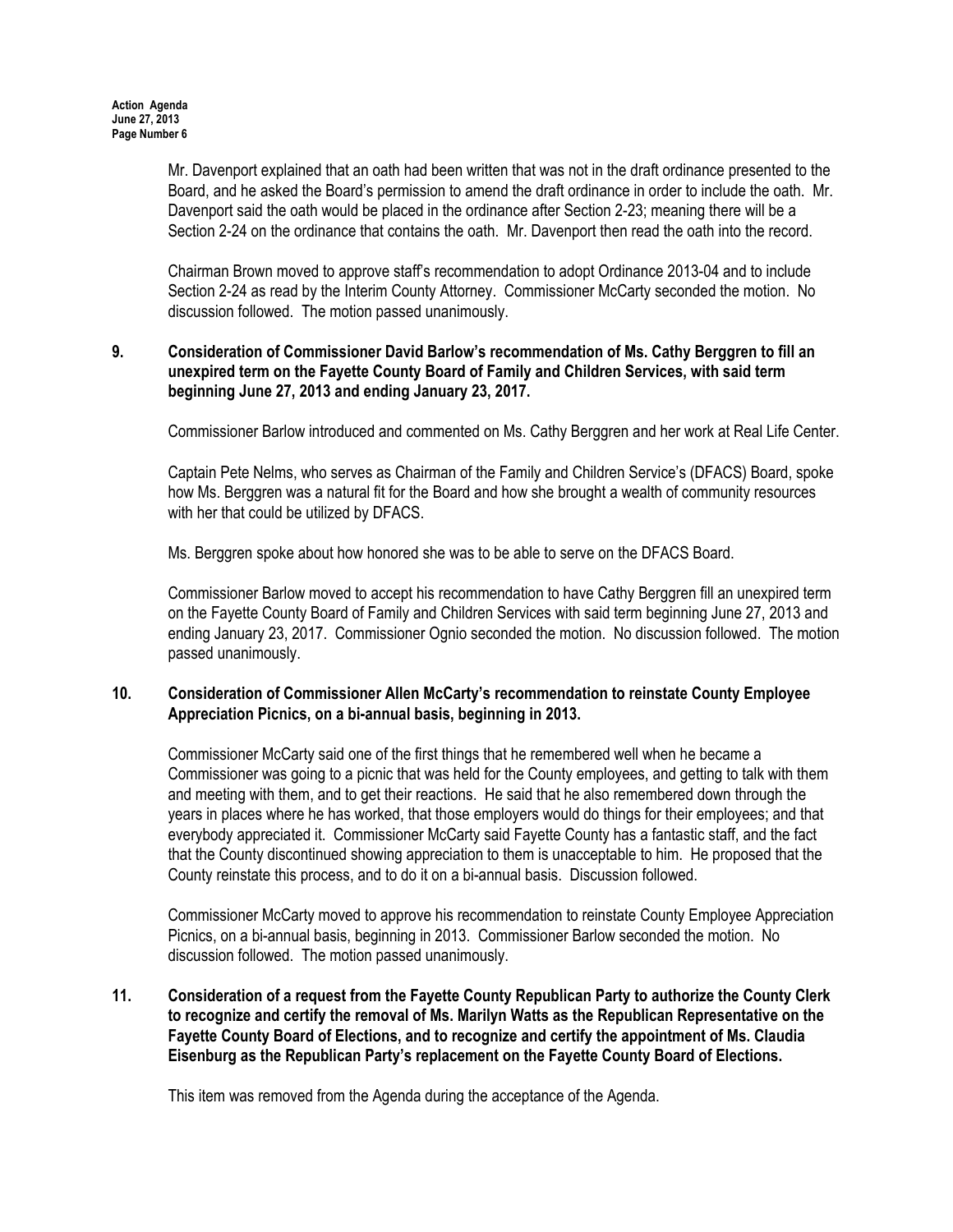Mr. Davenport explained that an oath had been written that was not in the draft ordinance presented to the Board, and he asked the Board's permission to amend the draft ordinance in order to include the oath. Mr. Davenport said the oath would be placed in the ordinance after Section 2-23; meaning there will be a Section 2-24 on the ordinance that contains the oath. Mr. Davenport then read the oath into the record.

Chairman Brown moved to approve staff's recommendation to adopt Ordinance 2013-04 and to include Section 2-24 as read by the Interim County Attorney. Commissioner McCarty seconded the motion. No discussion followed. The motion passed unanimously.

**9. Consideration of Commissioner David Barlow's recommendation of Ms. Cathy Berggren to fill an unexpired term on the Fayette County Board of Family and Children Services, with said term beginning June 27, 2013 and ending January 23, 2017.**

Commissioner Barlow introduced and commented on Ms. Cathy Berggren and her work at Real Life Center.

Captain Pete Nelms, who serves as Chairman of the Family and Children Service's (DFACS) Board, spoke how Ms. Berggren was a natural fit for the Board and how she brought a wealth of community resources with her that could be utilized by DFACS.

Ms. Berggren spoke about how honored she was to be able to serve on the DFACS Board.

Commissioner Barlow moved to accept his recommendation to have Cathy Berggren fill an unexpired term on the Fayette County Board of Family and Children Services with said term beginning June 27, 2013 and ending January 23, 2017. Commissioner Ognio seconded the motion. No discussion followed. The motion passed unanimously.

**10. Consideration of Commissioner Allen McCarty's recommendation to reinstate County Employee Appreciation Picnics, on a bi-annual basis, beginning in 2013.**

Commissioner McCarty said one of the first things that he remembered well when he became a Commissioner was going to a picnic that was held for the County employees, and getting to talk with them and meeting with them, and to get their reactions. He said that he also remembered down through the years in places where he has worked, that those employers would do things for their employees; and that everybody appreciated it. Commissioner McCarty said Fayette County has a fantastic staff, and the fact that the County discontinued showing appreciation to them is unacceptable to him. He proposed that the County reinstate this process, and to do it on a bi-annual basis. Discussion followed.

Commissioner McCarty moved to approve his recommendation to reinstate County Employee Appreciation Picnics, on a bi-annual basis, beginning in 2013. Commissioner Barlow seconded the motion. No discussion followed. The motion passed unanimously.

**11. Consideration of a request from the Fayette County Republican Party to authorize the County Clerk to recognize and certify the removal of Ms. Marilyn Watts as the Republican Representative on the Fayette County Board of Elections, and to recognize and certify the appointment of Ms. Claudia Eisenburg as the Republican Party's replacement on the Fayette County Board of Elections.**

This item was removed from the Agenda during the acceptance of the Agenda.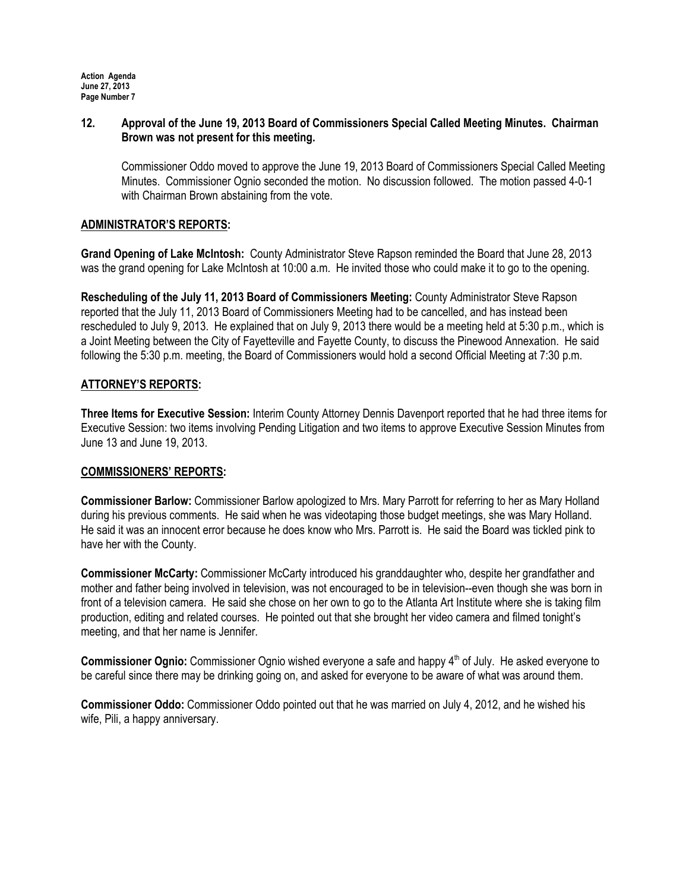**12. Approval of the June 19, 2013 Board of Commissioners Special Called Meeting Minutes. Chairman Brown was not present for this meeting.**

Commissioner Oddo moved to approve the June 19, 2013 Board of Commissioners Special Called Meeting Minutes. Commissioner Ognio seconded the motion. No discussion followed. The motion passed 4-0-1 with Chairman Brown abstaining from the vote.

## ADMINISTRATOR'S REPORTS:

**Grand Opening of Lake McIntosh:** County Administrator Steve Rapson reminded the Board that June 28, 2013 was the grand opening for Lake McIntosh at 10:00 a.m. He invited those who could make it to go to the opening.

**Rescheduling of the July 11, 2013 Board of Commissioners Meeting:** County Administrator Steve Rapson reported that the July 11, 2013 Board of Commissioners Meeting had to be cancelled, and has instead been rescheduled to July 9, 2013. He explained that on July 9, 2013 there would be a meeting held at 5:30 p.m., which is a Joint Meeting between the City of Fayetteville and Fayette County, to discuss the Pinewood Annexation. He said following the 5:30 p.m. meeting, the Board of Commissioners would hold a second Official Meeting at 7:30 p.m.

## ATTORNEY'S REPORTS:

**Three Items for Executive Session:** Interim County Attorney Dennis Davenport reported that he had three items for Executive Session: two items involving Pending Litigation and two items to approve Executive Session Minutes from June 13 and June 19, 2013.

## COMMISSIONERS' REPORTS:

**Commissioner Barlow:** Commissioner Barlow apologized to Mrs. Mary Parrott for referring to her as Mary Holland during his previous comments. He said when he was videotaping those budget meetings, she was Mary Holland. He said it was an innocent error because he does know who Mrs. Parrott is. He said the Board was tickled pink to have her with the County.

**Commissioner McCarty:** Commissioner McCarty introduced his granddaughter who, despite her grandfather and mother and father being involved in television, was not encouraged to be in television--even though she was born in front of a television camera. He said she chose on her own to go to the Atlanta Art Institute where she is taking film production, editing and related courses. He pointed out that she brought her video camera and filmed tonight's meeting, and that her name is Jennifer.

**Commissioner Ognio:** Commissioner Ognio wished everyone a safe and happy 4th of July. He asked everyone to be careful since there may be drinking going on, and asked for everyone to be aware of what was around them.

**Commissioner Oddo:** Commissioner Oddo pointed out that he was married on July 4, 2012, and he wished his wife, Pili, a happy anniversary.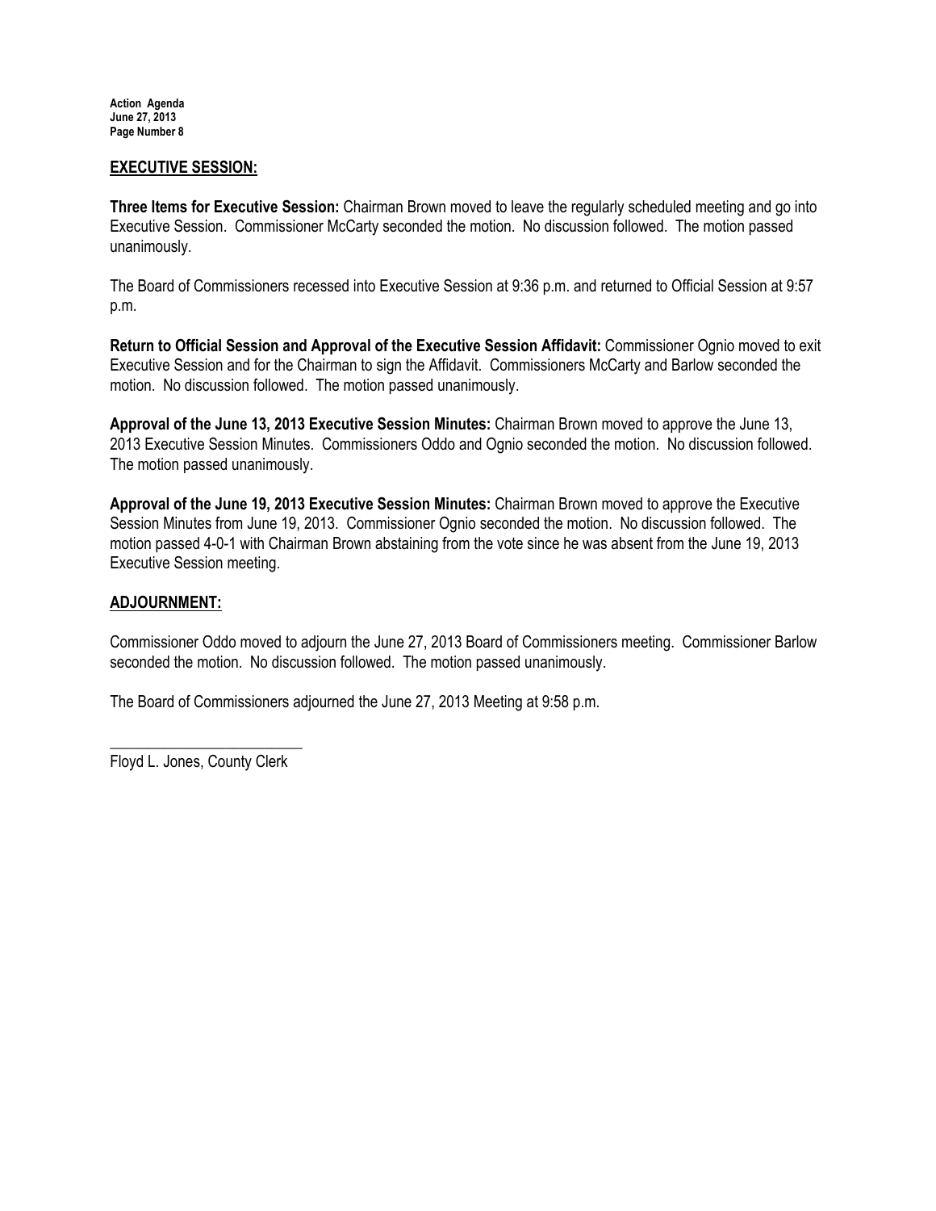## EXECUTIVE SESSION:

**Three Items for Executive Session:** Chairman Brown moved to leave the regularly scheduled meeting and go into Executive Session. Commissioner McCarty seconded the motion. No discussion followed. The motion passed unanimously.

The Board of Commissioners recessed into Executive Session at 9:36 p.m. and returned to Official Session at 9:57 p.m.

**Return to Official Session and Approval of the Executive Session Affidavit:** Commissioner Ognio moved to exit Executive Session and for the Chairman to sign the Affidavit. Commissioners McCarty and Barlow seconded the motion. No discussion followed. The motion passed unanimously.

**Approval of the June 13, 2013 Executive Session Minutes:** Chairman Brown moved to approve the June 13, 2013 Executive Session Minutes. Commissioners Oddo and Ognio seconded the motion. No discussion followed. The motion passed unanimously.

**Approval of the June 19, 2013 Executive Session Minutes:** Chairman Brown moved to approve the Executive Session Minutes from June 19, 2013. Commissioner Ognio seconded the motion. No discussion followed. The motion passed 4-0-1 with Chairman Brown abstaining from the vote since he was absent from the June 19, 2013 Executive Session meeting.

## ADJOURNMENT:

Commissioner Oddo moved to adjourn the June 27, 2013 Board of Commissioners meeting. Commissioner Barlow seconded the motion. No discussion followed. The motion passed unanimously.

The Board of Commissioners adjourned the June 27, 2013 Meeting at 9:58 p.m.

___________________________

Floyd L. Jones, County Clerk